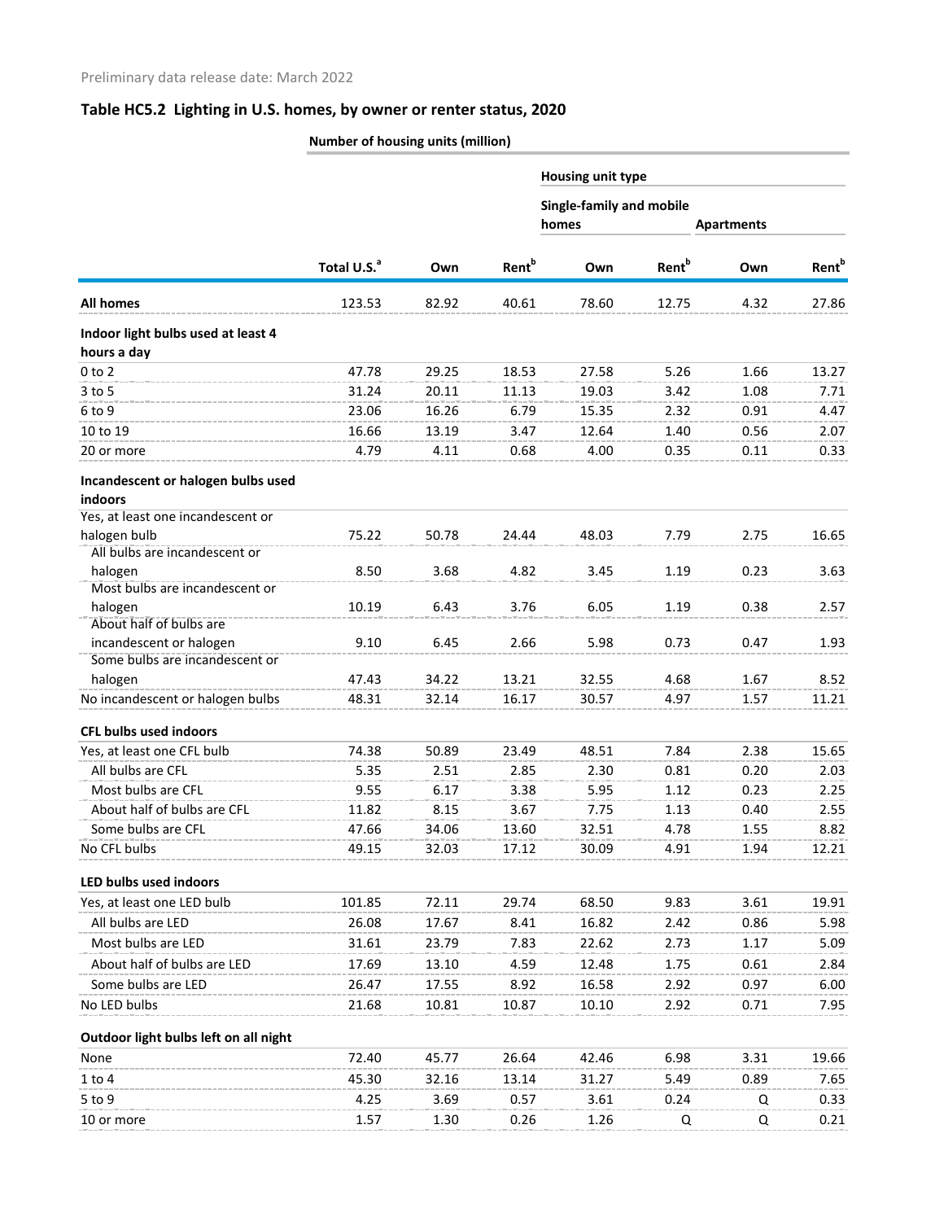Preliminary data release date: March 2022

## Table HC5.2 Lighting in U.S. homes, by owner or renter status, 2020

| | Number of housing units (million) | | | | | | |
|---|---|---|---|---|---|---|---|
| | | | | Housing unit type | | | |
| | | | | Single-family and mobile homes | | Apartments | |
| | Total U.S.[a] | Own | Rent[b] | Own | Rent[b] | Own | Rent[b] |
| **All homes** | 123.53 | 82.92 | 40.61 | 78.60 | 12.75 | 4.32 | 27.86 |
| **Indoor light bulbs used at least 4 hours a day** | | | | | | | |
| 0 to 2 | 47.78 | 29.25 | 18.53 | 27.58 | 5.26 | 1.66 | 13.27 |
| 3 to 5 | 31.24 | 20.11 | 11.13 | 19.03 | 3.42 | 1.08 | 7.71 |
| 6 to 9 | 23.06 | 16.26 | 6.79 | 15.35 | 2.32 | 0.91 | 4.47 |
| 10 to 19 | 16.66 | 13.19 | 3.47 | 12.64 | 1.40 | 0.56 | 2.07 |
| 20 or more | 4.79 | 4.11 | 0.68 | 4.00 | 0.35 | 0.11 | 0.33 |
| **Incandescent or halogen bulbs used indoors** | | | | | | | |
| Yes, at least one incandescent or halogen bulb | 75.22 | 50.78 | 24.44 | 48.03 | 7.79 | 2.75 | 16.65 |
| All bulbs are incandescent or halogen | 8.50 | 3.68 | 4.82 | 3.45 | 1.19 | 0.23 | 3.63 |
| Most bulbs are incandescent or halogen | 10.19 | 6.43 | 3.76 | 6.05 | 1.19 | 0.38 | 2.57 |
| About half of bulbs are incandescent or halogen | 9.10 | 6.45 | 2.66 | 5.98 | 0.73 | 0.47 | 1.93 |
| Some bulbs are incandescent or halogen | 47.43 | 34.22 | 13.21 | 32.55 | 4.68 | 1.67 | 8.52 |
| No incandescent or halogen bulbs | 48.31 | 32.14 | 16.17 | 30.57 | 4.97 | 1.57 | 11.21 |
| **CFL bulbs used indoors** | | | | | | | |
| Yes, at least one CFL bulb | 74.38 | 50.89 | 23.49 | 48.51 | 7.84 | 2.38 | 15.65 |
| All bulbs are CFL | 5.35 | 2.51 | 2.85 | 2.30 | 0.81 | 0.20 | 2.03 |
| Most bulbs are CFL | 9.55 | 6.17 | 3.38 | 5.95 | 1.12 | 0.23 | 2.25 |
| About half of bulbs are CFL | 11.82 | 8.15 | 3.67 | 7.75 | 1.13 | 0.40 | 2.55 |
| Some bulbs are CFL | 47.66 | 34.06 | 13.60 | 32.51 | 4.78 | 1.55 | 8.82 |
| No CFL bulbs | 49.15 | 32.03 | 17.12 | 30.09 | 4.91 | 1.94 | 12.21 |
| **LED bulbs used indoors** | | | | | | | |
| Yes, at least one LED bulb | 101.85 | 72.11 | 29.74 | 68.50 | 9.83 | 3.61 | 19.91 |
| All bulbs are LED | 26.08 | 17.67 | 8.41 | 16.82 | 2.42 | 0.86 | 5.98 |
| Most bulbs are LED | 31.61 | 23.79 | 7.83 | 22.62 | 2.73 | 1.17 | 5.09 |
| About half of bulbs are LED | 17.69 | 13.10 | 4.59 | 12.48 | 1.75 | 0.61 | 2.84 |
| Some bulbs are LED | 26.47 | 17.55 | 8.92 | 16.58 | 2.92 | 0.97 | 6.00 |
| No LED bulbs | 21.68 | 10.81 | 10.87 | 10.10 | 2.92 | 0.71 | 7.95 |
| **Outdoor light bulbs left on all night** | | | | | | | |
| None | 72.40 | 45.77 | 26.64 | 42.46 | 6.98 | 3.31 | 19.66 |
| 1 to 4 | 45.30 | 32.16 | 13.14 | 31.27 | 5.49 | 0.89 | 7.65 |
| 5 to 9 | 4.25 | 3.69 | 0.57 | 3.61 | 0.24 | Q | 0.33 |
| 10 or more | 1.57 | 1.30 | 0.26 | 1.26 | Q | Q | 0.21 |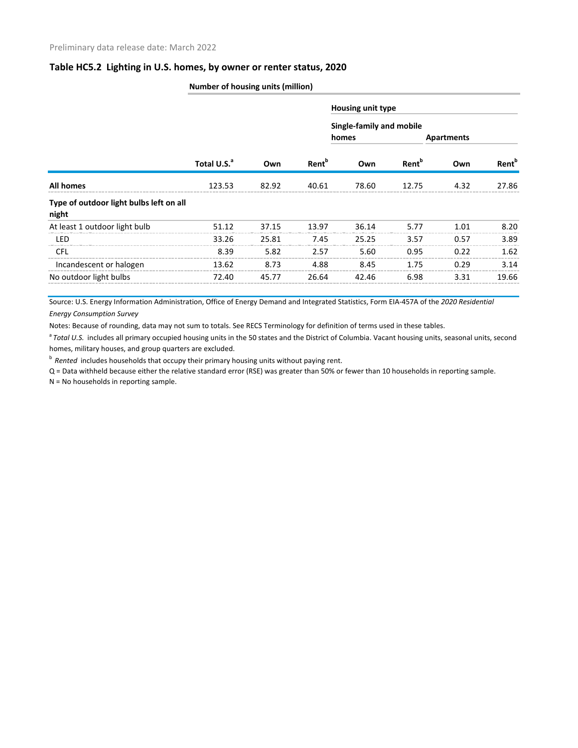Preliminary data release date: March 2022

## Table HC5.2 Lighting in U.S. homes, by owner or renter status, 2020

**Number of housing units (million)**

| | | | | Housing unit type | | | |
|---|---|---|---|---|---|---|---|
| | | | | Single-family and mobile homes | | Apartments | |
| | Total U.S.[a] | Own | Rent[b] | Own | Rent[b] | Own | Rent[b] |
| **All homes** | 123.53 | 82.92 | 40.61 | 78.60 | 12.75 | 4.32 | 27.86 |
| **Type of outdoor light bulbs left on all night** | | | | | | | |
| At least 1 outdoor light bulb | 51.12 | 37.15 | 13.97 | 36.14 | 5.77 | 1.01 | 8.20 |
| LED | 33.26 | 25.81 | 7.45 | 25.25 | 3.57 | 0.57 | 3.89 |
| CFL | 8.39 | 5.82 | 2.57 | 5.60 | 0.95 | 0.22 | 1.62 |
| Incandescent or halogen | 13.62 | 8.73 | 4.88 | 8.45 | 1.75 | 0.29 | 3.14 |
| No outdoor light bulbs | 72.40 | 45.77 | 26.64 | 42.46 | 6.98 | 3.31 | 19.66 |

Source: U.S. Energy Information Administration, Office of Energy Demand and Integrated Statistics, Form EIA-457A of the *2020 Residential Energy Consumption Survey*

Notes: Because of rounding, data may not sum to totals. See RECS Terminology for definition of terms used in these tables.

[a] *Total U.S.* includes all primary occupied housing units in the 50 states and the District of Columbia. Vacant housing units, seasonal units, second homes, military houses, and group quarters are excluded.

[b] *Rented* includes households that occupy their primary housing units without paying rent.

Q = Data withheld because either the relative standard error (RSE) was greater than 50% or fewer than 10 households in reporting sample.

N = No households in reporting sample.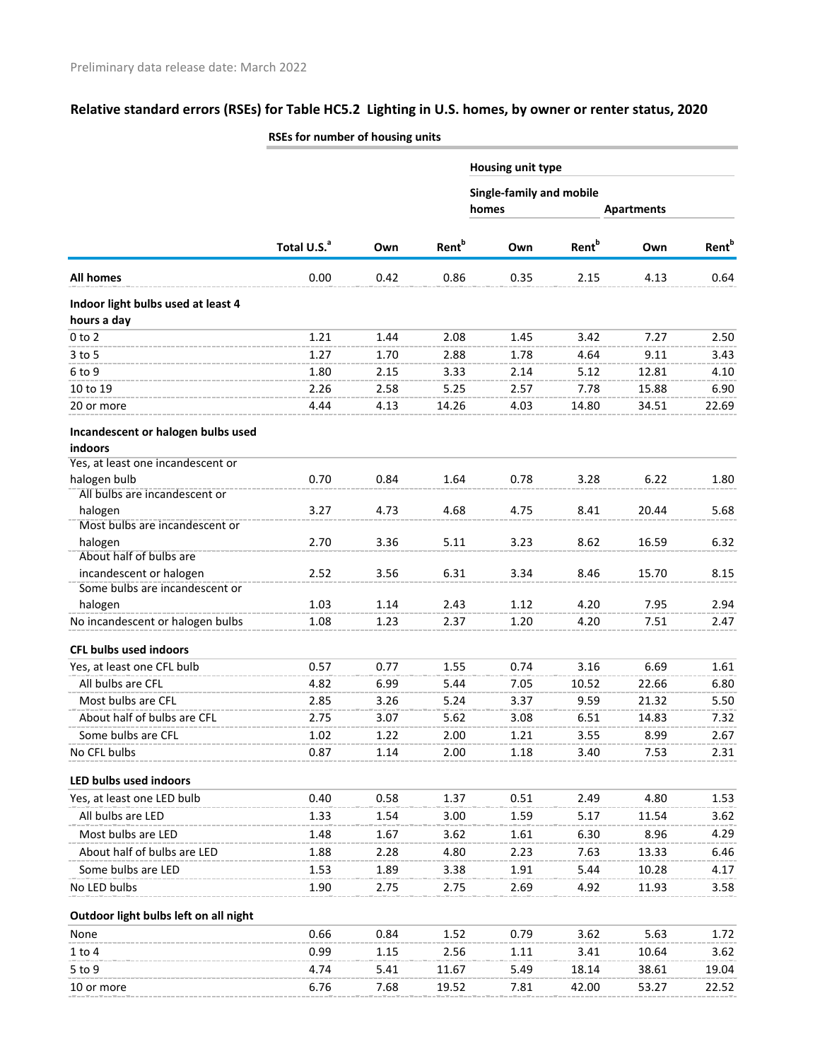Preliminary data release date: March 2022

## Relative standard errors (RSEs) for Table HC5.2 Lighting in U.S. homes, by owner or renter status, 2020

| | RSEs for number of housing units | | | | | | |
|---|---|---|---|---|---|---|---|
| | | | | Housing unit type | | | |
| | | | | Single-family and mobile homes | | Apartments | |
| | Total U.S.[a] | Own | Rent[b] | Own | Rent[b] | Own | Rent[b] |
| **All homes** | 0.00 | 0.42 | 0.86 | 0.35 | 2.15 | 4.13 | 0.64 |
| **Indoor light bulbs used at least 4 hours a day** | | | | | | | |
| 0 to 2 | 1.21 | 1.44 | 2.08 | 1.45 | 3.42 | 7.27 | 2.50 |
| 3 to 5 | 1.27 | 1.70 | 2.88 | 1.78 | 4.64 | 9.11 | 3.43 |
| 6 to 9 | 1.80 | 2.15 | 3.33 | 2.14 | 5.12 | 12.81 | 4.10 |
| 10 to 19 | 2.26 | 2.58 | 5.25 | 2.57 | 7.78 | 15.88 | 6.90 |
| 20 or more | 4.44 | 4.13 | 14.26 | 4.03 | 14.80 | 34.51 | 22.69 |
| **Incandescent or halogen bulbs used indoors** | | | | | | | |
| Yes, at least one incandescent or halogen bulb | 0.70 | 0.84 | 1.64 | 0.78 | 3.28 | 6.22 | 1.80 |
| All bulbs are incandescent or halogen | 3.27 | 4.73 | 4.68 | 4.75 | 8.41 | 20.44 | 5.68 |
| Most bulbs are incandescent or halogen | 2.70 | 3.36 | 5.11 | 3.23 | 8.62 | 16.59 | 6.32 |
| About half of bulbs are incandescent or halogen | 2.52 | 3.56 | 6.31 | 3.34 | 8.46 | 15.70 | 8.15 |
| Some bulbs are incandescent or halogen | 1.03 | 1.14 | 2.43 | 1.12 | 4.20 | 7.95 | 2.94 |
| No incandescent or halogen bulbs | 1.08 | 1.23 | 2.37 | 1.20 | 4.20 | 7.51 | 2.47 |
| **CFL bulbs used indoors** | | | | | | | |
| Yes, at least one CFL bulb | 0.57 | 0.77 | 1.55 | 0.74 | 3.16 | 6.69 | 1.61 |
| All bulbs are CFL | 4.82 | 6.99 | 5.44 | 7.05 | 10.52 | 22.66 | 6.80 |
| Most bulbs are CFL | 2.85 | 3.26 | 5.24 | 3.37 | 9.59 | 21.32 | 5.50 |
| About half of bulbs are CFL | 2.75 | 3.07 | 5.62 | 3.08 | 6.51 | 14.83 | 7.32 |
| Some bulbs are CFL | 1.02 | 1.22 | 2.00 | 1.21 | 3.55 | 8.99 | 2.67 |
| No CFL bulbs | 0.87 | 1.14 | 2.00 | 1.18 | 3.40 | 7.53 | 2.31 |
| **LED bulbs used indoors** | | | | | | | |
| Yes, at least one LED bulb | 0.40 | 0.58 | 1.37 | 0.51 | 2.49 | 4.80 | 1.53 |
| All bulbs are LED | 1.33 | 1.54 | 3.00 | 1.59 | 5.17 | 11.54 | 3.62 |
| Most bulbs are LED | 1.48 | 1.67 | 3.62 | 1.61 | 6.30 | 8.96 | 4.29 |
| About half of bulbs are LED | 1.88 | 2.28 | 4.80 | 2.23 | 7.63 | 13.33 | 6.46 |
| Some bulbs are LED | 1.53 | 1.89 | 3.38 | 1.91 | 5.44 | 10.28 | 4.17 |
| No LED bulbs | 1.90 | 2.75 | 2.75 | 2.69 | 4.92 | 11.93 | 3.58 |
| **Outdoor light bulbs left on all night** | | | | | | | |
| None | 0.66 | 0.84 | 1.52 | 0.79 | 3.62 | 5.63 | 1.72 |
| 1 to 4 | 0.99 | 1.15 | 2.56 | 1.11 | 3.41 | 10.64 | 3.62 |
| 5 to 9 | 4.74 | 5.41 | 11.67 | 5.49 | 18.14 | 38.61 | 19.04 |
| 10 or more | 6.76 | 7.68 | 19.52 | 7.81 | 42.00 | 53.27 | 22.52 |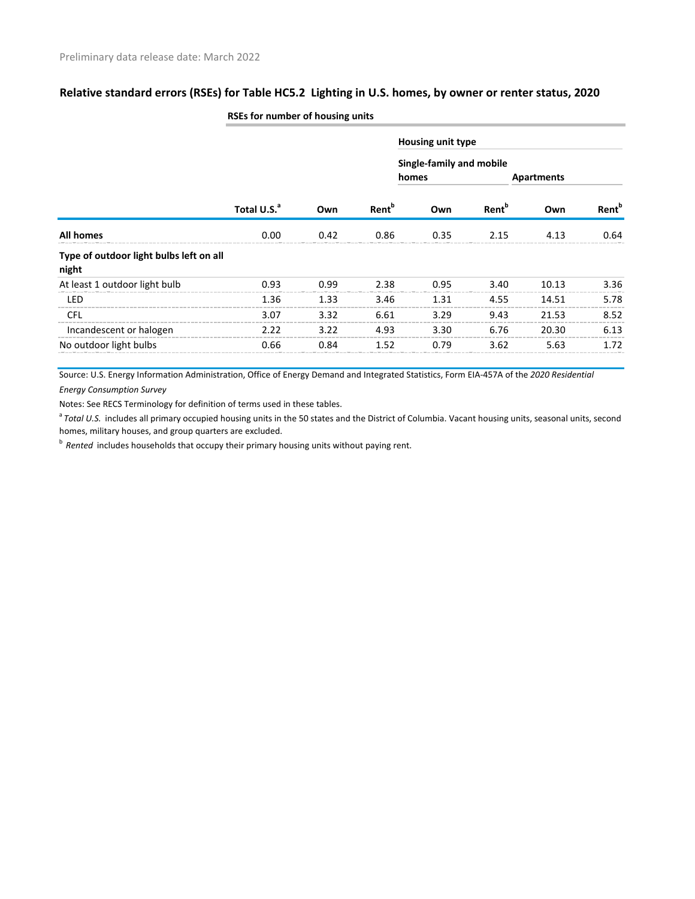Preliminary data release date: March 2022

## Relative standard errors (RSEs) for Table HC5.2 Lighting in U.S. homes, by owner or renter status, 2020

| | RSEs for number of housing units | | | | | | |
|---|---|---|---|---|---|---|---|
| | | | | Housing unit type | | | |
| | | | | Single-family and mobile homes | | Apartments | |
| | Total U.S.[a] | Own | Rent[b] | Own | Rent[b] | Own | Rent[b] |
| **All homes** | 0.00 | 0.42 | 0.86 | 0.35 | 2.15 | 4.13 | 0.64 |
| **Type of outdoor light bulbs left on all night** | | | | | | | |
| At least 1 outdoor light bulb | 0.93 | 0.99 | 2.38 | 0.95 | 3.40 | 10.13 | 3.36 |
| LED | 1.36 | 1.33 | 3.46 | 1.31 | 4.55 | 14.51 | 5.78 |
| CFL | 3.07 | 3.32 | 6.61 | 3.29 | 9.43 | 21.53 | 8.52 |
| Incandescent or halogen | 2.22 | 3.22 | 4.93 | 3.30 | 6.76 | 20.30 | 6.13 |
| No outdoor light bulbs | 0.66 | 0.84 | 1.52 | 0.79 | 3.62 | 5.63 | 1.72 |

Source: U.S. Energy Information Administration, Office of Energy Demand and Integrated Statistics, Form EIA-457A of the *2020 Residential Energy Consumption Survey*

Notes: See RECS Terminology for definition of terms used in these tables.

[a] *Total U.S.* includes all primary occupied housing units in the 50 states and the District of Columbia. Vacant housing units, seasonal units, second homes, military houses, and group quarters are excluded.

[b] *Rented* includes households that occupy their primary housing units without paying rent.